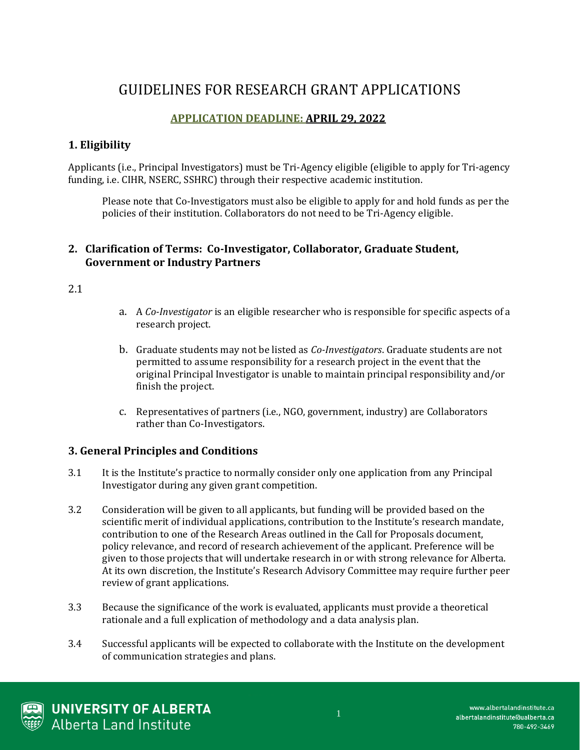# GUIDELINES FOR RESEARCH GRANT APPLICATIONS

**APPLICATION DEADLINE: APRIL 29, 2022**

## 1. Eligibility

Applicants (i.e., Principal Investigators) must be Tri-Agency eligible (eligible to apply for Tri-agency funding, i.e. CIHR, NSERC, SSHRC) through their respective academic institution.

> Please note that Co-Investigators must also be eligible to apply for and hold funds as per the policies of their institution. Collaborators do not need to be Tri-Agency eligible.

## 2. Clarification of Terms: Co-Investigator, Collaborator, Graduate Student, Government or Industry Partners

2.1

a. A *Co-Investigator* is an eligible researcher who is responsible for specific aspects of a research project.

b. Graduate students may not be listed as *Co-Investigators*. Graduate students are not permitted to assume responsibility for a research project in the event that the original Principal Investigator is unable to maintain principal responsibility and/or finish the project.

c. Representatives of partners (i.e., NGO, government, industry) are Collaborators rather than Co-Investigators.

## 3. General Principles and Conditions

3.1 It is the Institute's practice to normally consider only one application from any Principal Investigator during any given grant competition.

3.2 Consideration will be given to all applicants, but funding will be provided based on the scientific merit of individual applications, contribution to the Institute's research mandate, contribution to one of the Research Areas outlined in the Call for Proposals document, policy relevance, and record of research achievement of the applicant. Preference will be given to those projects that will undertake research in or with strong relevance for Alberta. At its own discretion, the Institute's Research Advisory Committee may require further peer review of grant applications.

3.3 Because the significance of the work is evaluated, applicants must provide a theoretical rationale and a full explication of methodology and a data analysis plan.

3.4 Successful applicants will be expected to collaborate with the Institute on the development of communication strategies and plans.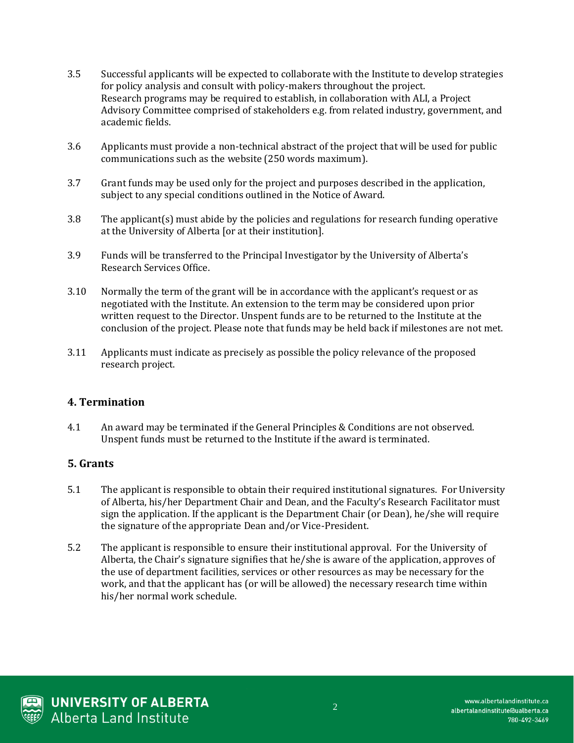3.5 Successful applicants will be expected to collaborate with the Institute to develop strategies for policy analysis and consult with policy-makers throughout the project. Research programs may be required to establish, in collaboration with ALI, a Project Advisory Committee comprised of stakeholders e.g. from related industry, government, and academic fields.

3.6 Applicants must provide a non-technical abstract of the project that will be used for public communications such as the website (250 words maximum).

3.7 Grant funds may be used only for the project and purposes described in the application, subject to any special conditions outlined in the Notice of Award.

3.8 The applicant(s) must abide by the policies and regulations for research funding operative at the University of Alberta [or at their institution].

3.9 Funds will be transferred to the Principal Investigator by the University of Alberta's Research Services Office.

3.10 Normally the term of the grant will be in accordance with the applicant's request or as negotiated with the Institute. An extension to the term may be considered upon prior written request to the Director. Unspent funds are to be returned to the Institute at the conclusion of the project. Please note that funds may be held back if milestones are not met.

3.11 Applicants must indicate as precisely as possible the policy relevance of the proposed research project.

## 4. Termination

4.1 An award may be terminated if the General Principles & Conditions are not observed. Unspent funds must be returned to the Institute if the award is terminated.

## 5. Grants

5.1 The applicant is responsible to obtain their required institutional signatures. For University of Alberta, his/her Department Chair and Dean, and the Faculty's Research Facilitator must sign the application. If the applicant is the Department Chair (or Dean), he/she will require the signature of the appropriate Dean and/or Vice-President.

5.2 The applicant is responsible to ensure their institutional approval. For the University of Alberta, the Chair's signature signifies that he/she is aware of the application, approves of the use of department facilities, services or other resources as may be necessary for the work, and that the applicant has (or will be allowed) the necessary research time within his/her normal work schedule.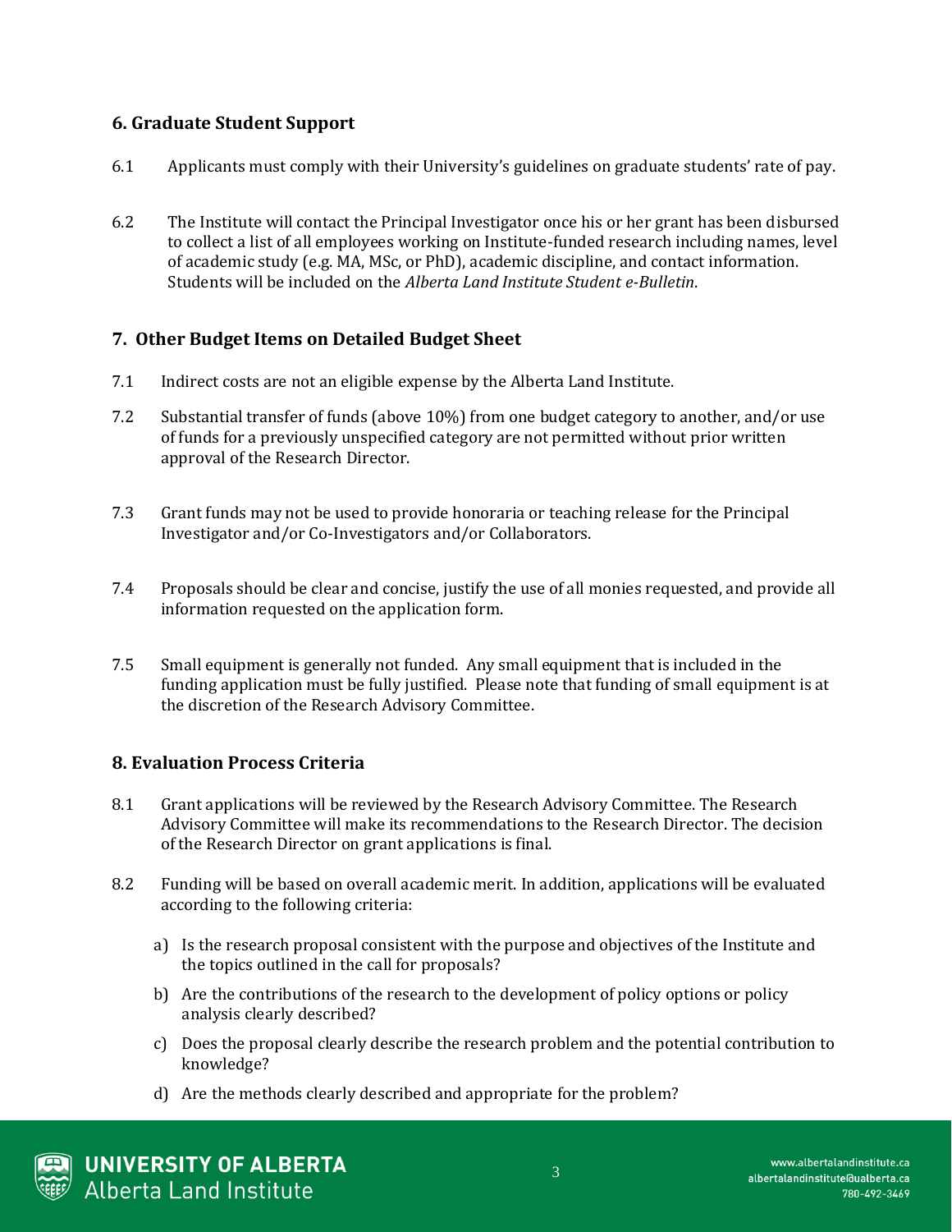## 6. Graduate Student Support

6.1 Applicants must comply with their University's guidelines on graduate students' rate of pay.

6.2 The Institute will contact the Principal Investigator once his or her grant has been disbursed to collect a list of all employees working on Institute-funded research including names, level of academic study (e.g. MA, MSc, or PhD), academic discipline, and contact information. Students will be included on the *Alberta Land Institute Student e-Bulletin*.

## 7. Other Budget Items on Detailed Budget Sheet

7.1 Indirect costs are not an eligible expense by the Alberta Land Institute.

7.2 Substantial transfer of funds (above 10%) from one budget category to another, and/or use of funds for a previously unspecified category are not permitted without prior written approval of the Research Director.

7.3 Grant funds may not be used to provide honoraria or teaching release for the Principal Investigator and/or Co-Investigators and/or Collaborators.

7.4 Proposals should be clear and concise, justify the use of all monies requested, and provide all information requested on the application form.

7.5 Small equipment is generally not funded. Any small equipment that is included in the funding application must be fully justified. Please note that funding of small equipment is at the discretion of the Research Advisory Committee.

## 8. Evaluation Process Criteria

8.1 Grant applications will be reviewed by the Research Advisory Committee. The Research Advisory Committee will make its recommendations to the Research Director. The decision of the Research Director on grant applications is final.

8.2 Funding will be based on overall academic merit. In addition, applications will be evaluated according to the following criteria:

a) Is the research proposal consistent with the purpose and objectives of the Institute and the topics outlined in the call for proposals?

b) Are the contributions of the research to the development of policy options or policy analysis clearly described?

c) Does the proposal clearly describe the research problem and the potential contribution to knowledge?

d) Are the methods clearly described and appropriate for the problem?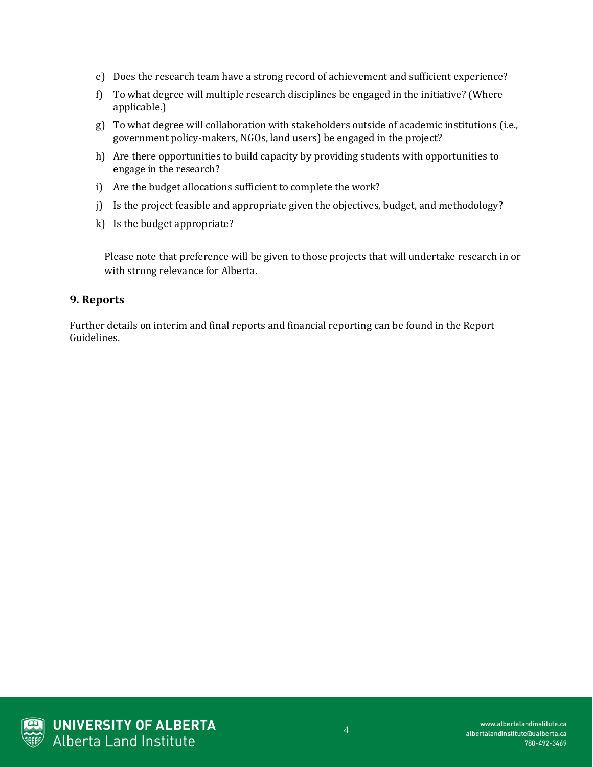e) Does the research team have a strong record of achievement and sufficient experience?

f) To what degree will multiple research disciplines be engaged in the initiative? (Where applicable.)

g) To what degree will collaboration with stakeholders outside of academic institutions (i.e., government policy-makers, NGOs, land users) be engaged in the project?

h) Are there opportunities to build capacity by providing students with opportunities to engage in the research?

i) Are the budget allocations sufficient to complete the work?

j) Is the project feasible and appropriate given the objectives, budget, and methodology?

k) Is the budget appropriate?

Please note that preference will be given to those projects that will undertake research in or with strong relevance for Alberta.

## 9. Reports

Further details on interim and final reports and financial reporting can be found in the Report Guidelines.